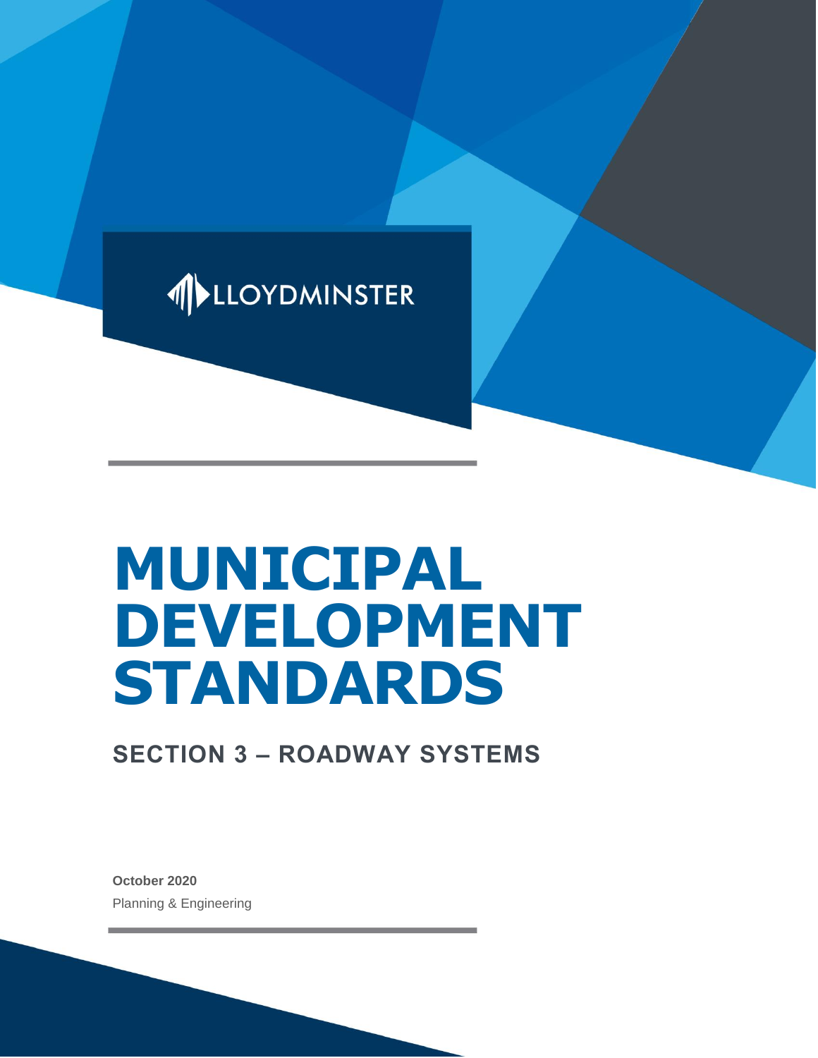LLOYDMINSTER

# MUNICIPAL DEVELOPMENT STANDARDS

## SECTION 3 – ROADWAY SYSTEMS

**October 2020**

Planning & Engineering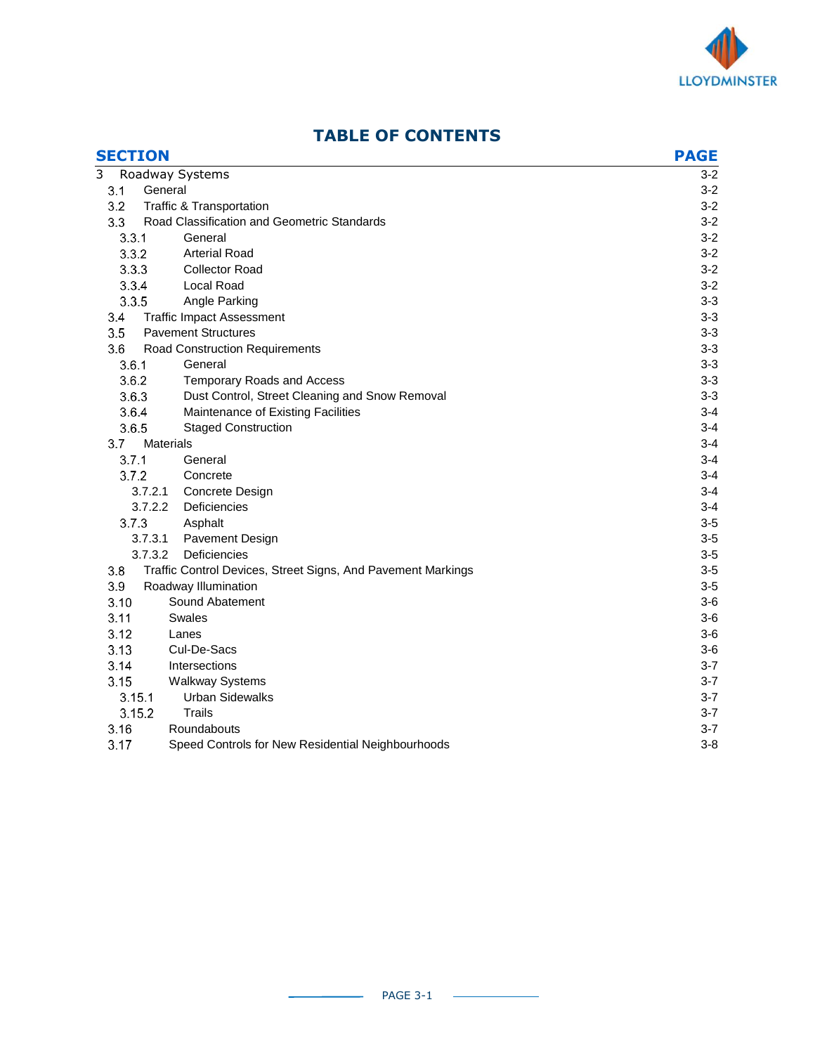# TABLE OF CONTENTS

| SECTION | | PAGE |
|---|---|---|
| 3 | Roadway Systems | 3-2 |
| 3.1 | General | 3-2 |
| 3.2 | Traffic & Transportation | 3-2 |
| 3.3 | Road Classification and Geometric Standards | 3-2 |
| 3.3.1 | General | 3-2 |
| 3.3.2 | Arterial Road | 3-2 |
| 3.3.3 | Collector Road | 3-2 |
| 3.3.4 | Local Road | 3-2 |
| 3.3.5 | Angle Parking | 3-3 |
| 3.4 | Traffic Impact Assessment | 3-3 |
| 3.5 | Pavement Structures | 3-3 |
| 3.6 | Road Construction Requirements | 3-3 |
| 3.6.1 | General | 3-3 |
| 3.6.2 | Temporary Roads and Access | 3-3 |
| 3.6.3 | Dust Control, Street Cleaning and Snow Removal | 3-3 |
| 3.6.4 | Maintenance of Existing Facilities | 3-4 |
| 3.6.5 | Staged Construction | 3-4 |
| 3.7 | Materials | 3-4 |
| 3.7.1 | General | 3-4 |
| 3.7.2 | Concrete | 3-4 |
| 3.7.2.1 | Concrete Design | 3-4 |
| 3.7.2.2 | Deficiencies | 3-4 |
| 3.7.3 | Asphalt | 3-5 |
| 3.7.3.1 | Pavement Design | 3-5 |
| 3.7.3.2 | Deficiencies | 3-5 |
| 3.8 | Traffic Control Devices, Street Signs, And Pavement Markings | 3-5 |
| 3.9 | Roadway Illumination | 3-5 |
| 3.10 | Sound Abatement | 3-6 |
| 3.11 | Swales | 3-6 |
| 3.12 | Lanes | 3-6 |
| 3.13 | Cul-De-Sacs | 3-6 |
| 3.14 | Intersections | 3-7 |
| 3.15 | Walkway Systems | 3-7 |
| 3.15.1 | Urban Sidewalks | 3-7 |
| 3.15.2 | Trails | 3-7 |
| 3.16 | Roundabouts | 3-7 |
| 3.17 | Speed Controls for New Residential Neighbourhoods | 3-8 |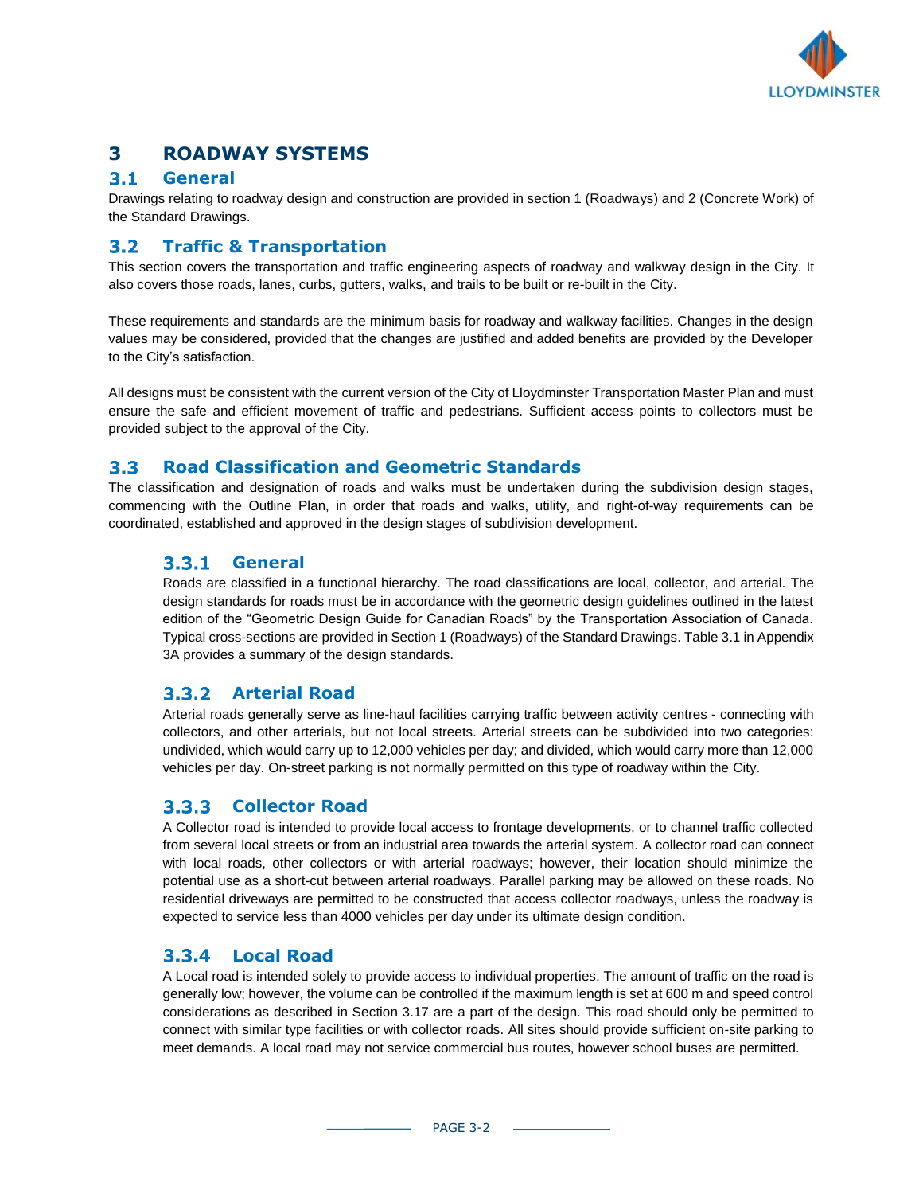# 3 ROADWAY SYSTEMS

## 3.1 General

Drawings relating to roadway design and construction are provided in section 1 (Roadways) and 2 (Concrete Work) of the Standard Drawings.

## 3.2 Traffic & Transportation

This section covers the transportation and traffic engineering aspects of roadway and walkway design in the City. It also covers those roads, lanes, curbs, gutters, walks, and trails to be built or re-built in the City.

These requirements and standards are the minimum basis for roadway and walkway facilities. Changes in the design values may be considered, provided that the changes are justified and added benefits are provided by the Developer to the City's satisfaction.

All designs must be consistent with the current version of the City of Lloydminster Transportation Master Plan and must ensure the safe and efficient movement of traffic and pedestrians. Sufficient access points to collectors must be provided subject to the approval of the City.

## 3.3 Road Classification and Geometric Standards

The classification and designation of roads and walks must be undertaken during the subdivision design stages, commencing with the Outline Plan, in order that roads and walks, utility, and right-of-way requirements can be coordinated, established and approved in the design stages of subdivision development.

### 3.3.1 General

Roads are classified in a functional hierarchy. The road classifications are local, collector, and arterial. The design standards for roads must be in accordance with the geometric design guidelines outlined in the latest edition of the "Geometric Design Guide for Canadian Roads" by the Transportation Association of Canada. Typical cross-sections are provided in Section 1 (Roadways) of the Standard Drawings. Table 3.1 in Appendix 3A provides a summary of the design standards.

### 3.3.2 Arterial Road

Arterial roads generally serve as line-haul facilities carrying traffic between activity centres - connecting with collectors, and other arterials, but not local streets. Arterial streets can be subdivided into two categories: undivided, which would carry up to 12,000 vehicles per day; and divided, which would carry more than 12,000 vehicles per day. On-street parking is not normally permitted on this type of roadway within the City.

### 3.3.3 Collector Road

A Collector road is intended to provide local access to frontage developments, or to channel traffic collected from several local streets or from an industrial area towards the arterial system. A collector road can connect with local roads, other collectors or with arterial roadways; however, their location should minimize the potential use as a short-cut between arterial roadways. Parallel parking may be allowed on these roads. No residential driveways are permitted to be constructed that access collector roadways, unless the roadway is expected to service less than 4000 vehicles per day under its ultimate design condition.

### 3.3.4 Local Road

A Local road is intended solely to provide access to individual properties. The amount of traffic on the road is generally low; however, the volume can be controlled if the maximum length is set at 600 m and speed control considerations as described in Section 3.17 are a part of the design. This road should only be permitted to connect with similar type facilities or with collector roads. All sites should provide sufficient on-site parking to meet demands. A local road may not service commercial bus routes, however school buses are permitted.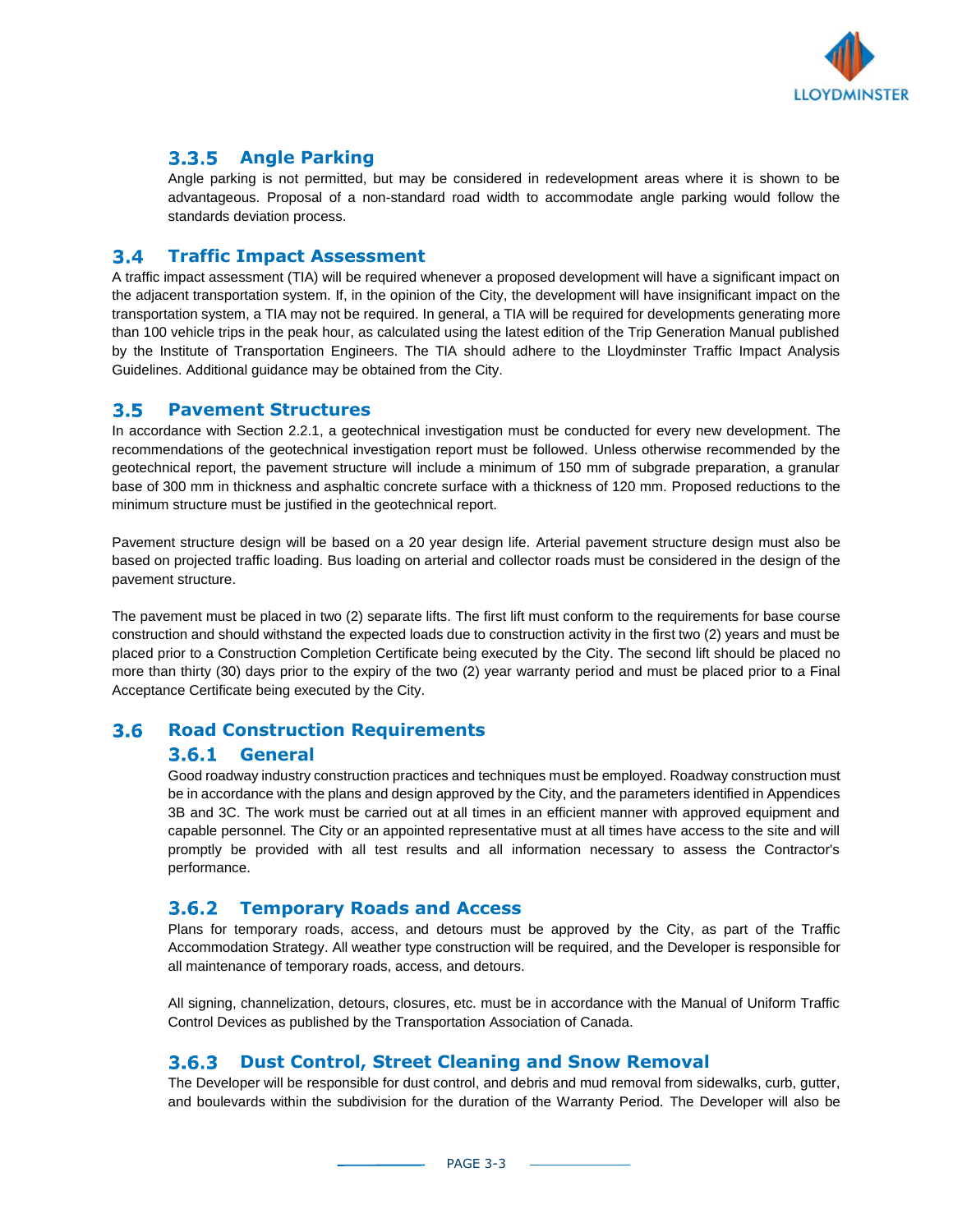### 3.3.5 Angle Parking

Angle parking is not permitted, but may be considered in redevelopment areas where it is shown to be advantageous. Proposal of a non-standard road width to accommodate angle parking would follow the standards deviation process.

## 3.4 Traffic Impact Assessment

A traffic impact assessment (TIA) will be required whenever a proposed development will have a significant impact on the adjacent transportation system. If, in the opinion of the City, the development will have insignificant impact on the transportation system, a TIA may not be required. In general, a TIA will be required for developments generating more than 100 vehicle trips in the peak hour, as calculated using the latest edition of the Trip Generation Manual published by the Institute of Transportation Engineers. The TIA should adhere to the Lloydminster Traffic Impact Analysis Guidelines. Additional guidance may be obtained from the City.

## 3.5 Pavement Structures

In accordance with Section 2.2.1, a geotechnical investigation must be conducted for every new development. The recommendations of the geotechnical investigation report must be followed. Unless otherwise recommended by the geotechnical report, the pavement structure will include a minimum of 150 mm of subgrade preparation, a granular base of 300 mm in thickness and asphaltic concrete surface with a thickness of 120 mm. Proposed reductions to the minimum structure must be justified in the geotechnical report.

Pavement structure design will be based on a 20 year design life. Arterial pavement structure design must also be based on projected traffic loading. Bus loading on arterial and collector roads must be considered in the design of the pavement structure.

The pavement must be placed in two (2) separate lifts. The first lift must conform to the requirements for base course construction and should withstand the expected loads due to construction activity in the first two (2) years and must be placed prior to a Construction Completion Certificate being executed by the City. The second lift should be placed no more than thirty (30) days prior to the expiry of the two (2) year warranty period and must be placed prior to a Final Acceptance Certificate being executed by the City.

## 3.6 Road Construction Requirements

### 3.6.1 General

Good roadway industry construction practices and techniques must be employed. Roadway construction must be in accordance with the plans and design approved by the City, and the parameters identified in Appendices 3B and 3C. The work must be carried out at all times in an efficient manner with approved equipment and capable personnel. The City or an appointed representative must at all times have access to the site and will promptly be provided with all test results and all information necessary to assess the Contractor's performance.

### 3.6.2 Temporary Roads and Access

Plans for temporary roads, access, and detours must be approved by the City, as part of the Traffic Accommodation Strategy. All weather type construction will be required, and the Developer is responsible for all maintenance of temporary roads, access, and detours.

All signing, channelization, detours, closures, etc. must be in accordance with the Manual of Uniform Traffic Control Devices as published by the Transportation Association of Canada.

### 3.6.3 Dust Control, Street Cleaning and Snow Removal

The Developer will be responsible for dust control, and debris and mud removal from sidewalks, curb, gutter, and boulevards within the subdivision for the duration of the Warranty Period. The Developer will also be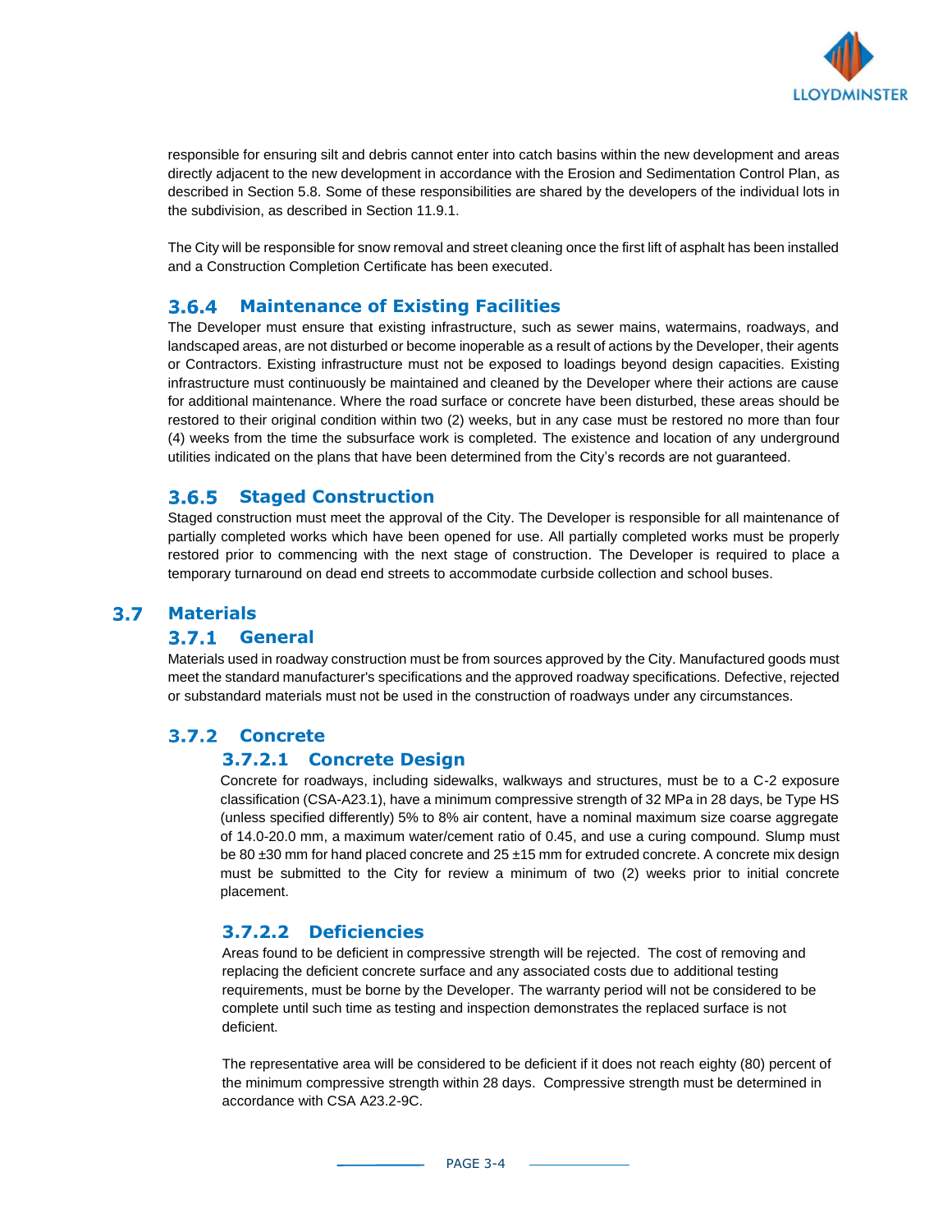responsible for ensuring silt and debris cannot enter into catch basins within the new development and areas directly adjacent to the new development in accordance with the Erosion and Sedimentation Control Plan, as described in Section 5.8. Some of these responsibilities are shared by the developers of the individual lots in the subdivision, as described in Section 11.9.1.

The City will be responsible for snow removal and street cleaning once the first lift of asphalt has been installed and a Construction Completion Certificate has been executed.

### 3.6.4 Maintenance of Existing Facilities

The Developer must ensure that existing infrastructure, such as sewer mains, watermains, roadways, and landscaped areas, are not disturbed or become inoperable as a result of actions by the Developer, their agents or Contractors. Existing infrastructure must not be exposed to loadings beyond design capacities. Existing infrastructure must continuously be maintained and cleaned by the Developer where their actions are cause for additional maintenance. Where the road surface or concrete have been disturbed, these areas should be restored to their original condition within two (2) weeks, but in any case must be restored no more than four (4) weeks from the time the subsurface work is completed. The existence and location of any underground utilities indicated on the plans that have been determined from the City's records are not guaranteed.

### 3.6.5 Staged Construction

Staged construction must meet the approval of the City. The Developer is responsible for all maintenance of partially completed works which have been opened for use. All partially completed works must be properly restored prior to commencing with the next stage of construction. The Developer is required to place a temporary turnaround on dead end streets to accommodate curbside collection and school buses.

## 3.7 Materials

### 3.7.1 General

Materials used in roadway construction must be from sources approved by the City. Manufactured goods must meet the standard manufacturer's specifications and the approved roadway specifications. Defective, rejected or substandard materials must not be used in the construction of roadways under any circumstances.

### 3.7.2 Concrete

#### 3.7.2.1 Concrete Design

Concrete for roadways, including sidewalks, walkways and structures, must be to a C-2 exposure classification (CSA-A23.1), have a minimum compressive strength of 32 MPa in 28 days, be Type HS (unless specified differently) 5% to 8% air content, have a nominal maximum size coarse aggregate of 14.0-20.0 mm, a maximum water/cement ratio of 0.45, and use a curing compound. Slump must be 80 ±30 mm for hand placed concrete and 25 ±15 mm for extruded concrete. A concrete mix design must be submitted to the City for review a minimum of two (2) weeks prior to initial concrete placement.

#### 3.7.2.2 Deficiencies

Areas found to be deficient in compressive strength will be rejected. The cost of removing and replacing the deficient concrete surface and any associated costs due to additional testing requirements, must be borne by the Developer. The warranty period will not be considered to be complete until such time as testing and inspection demonstrates the replaced surface is not deficient.

The representative area will be considered to be deficient if it does not reach eighty (80) percent of the minimum compressive strength within 28 days. Compressive strength must be determined in accordance with CSA A23.2-9C.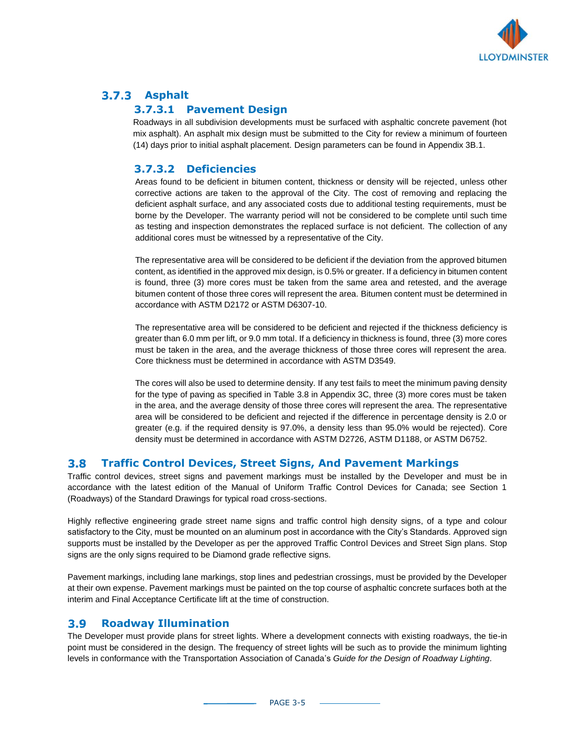### 3.7.3 Asphalt

#### 3.7.3.1 Pavement Design

Roadways in all subdivision developments must be surfaced with asphaltic concrete pavement (hot mix asphalt). An asphalt mix design must be submitted to the City for review a minimum of fourteen (14) days prior to initial asphalt placement. Design parameters can be found in Appendix 3B.1.

#### 3.7.3.2 Deficiencies

Areas found to be deficient in bitumen content, thickness or density will be rejected, unless other corrective actions are taken to the approval of the City. The cost of removing and replacing the deficient asphalt surface, and any associated costs due to additional testing requirements, must be borne by the Developer. The warranty period will not be considered to be complete until such time as testing and inspection demonstrates the replaced surface is not deficient. The collection of any additional cores must be witnessed by a representative of the City.

The representative area will be considered to be deficient if the deviation from the approved bitumen content, as identified in the approved mix design, is 0.5% or greater. If a deficiency in bitumen content is found, three (3) more cores must be taken from the same area and retested, and the average bitumen content of those three cores will represent the area. Bitumen content must be determined in accordance with ASTM D2172 or ASTM D6307-10.

The representative area will be considered to be deficient and rejected if the thickness deficiency is greater than 6.0 mm per lift, or 9.0 mm total. If a deficiency in thickness is found, three (3) more cores must be taken in the area, and the average thickness of those three cores will represent the area. Core thickness must be determined in accordance with ASTM D3549.

The cores will also be used to determine density. If any test fails to meet the minimum paving density for the type of paving as specified in Table 3.8 in Appendix 3C, three (3) more cores must be taken in the area, and the average density of those three cores will represent the area. The representative area will be considered to be deficient and rejected if the difference in percentage density is 2.0 or greater (e.g. if the required density is 97.0%, a density less than 95.0% would be rejected). Core density must be determined in accordance with ASTM D2726, ASTM D1188, or ASTM D6752.

## 3.8 Traffic Control Devices, Street Signs, And Pavement Markings

Traffic control devices, street signs and pavement markings must be installed by the Developer and must be in accordance with the latest edition of the Manual of Uniform Traffic Control Devices for Canada; see Section 1 (Roadways) of the Standard Drawings for typical road cross-sections.

Highly reflective engineering grade street name signs and traffic control high density signs, of a type and colour satisfactory to the City, must be mounted on an aluminum post in accordance with the City's Standards. Approved sign supports must be installed by the Developer as per the approved Traffic Control Devices and Street Sign plans. Stop signs are the only signs required to be Diamond grade reflective signs.

Pavement markings, including lane markings, stop lines and pedestrian crossings, must be provided by the Developer at their own expense. Pavement markings must be painted on the top course of asphaltic concrete surfaces both at the interim and Final Acceptance Certificate lift at the time of construction.

## 3.9 Roadway Illumination

The Developer must provide plans for street lights. Where a development connects with existing roadways, the tie-in point must be considered in the design. The frequency of street lights will be such as to provide the minimum lighting levels in conformance with the Transportation Association of Canada's *Guide for the Design of Roadway Lighting*.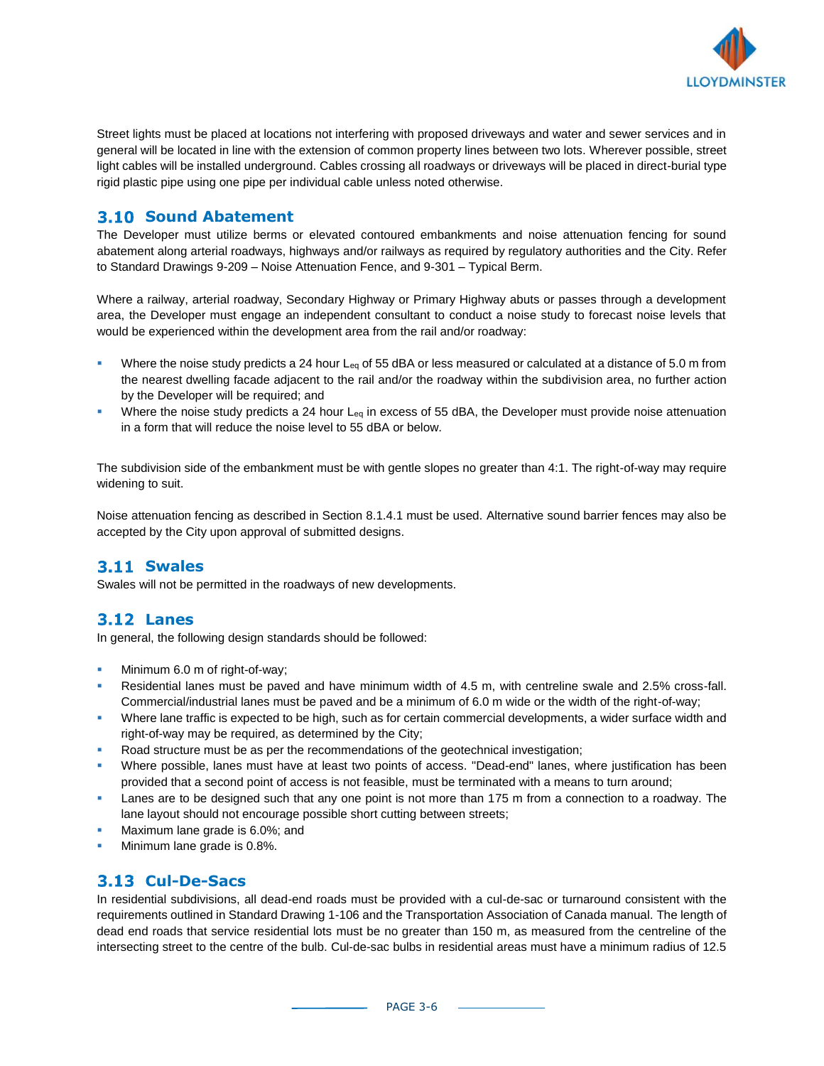Street lights must be placed at locations not interfering with proposed driveways and water and sewer services and in general will be located in line with the extension of common property lines between two lots. Wherever possible, street light cables will be installed underground. Cables crossing all roadways or driveways will be placed in direct-burial type rigid plastic pipe using one pipe per individual cable unless noted otherwise.

## 3.10 Sound Abatement

The Developer must utilize berms or elevated contoured embankments and noise attenuation fencing for sound abatement along arterial roadways, highways and/or railways as required by regulatory authorities and the City. Refer to Standard Drawings 9-209 – Noise Attenuation Fence, and 9-301 – Typical Berm.

Where a railway, arterial roadway, Secondary Highway or Primary Highway abuts or passes through a development area, the Developer must engage an independent consultant to conduct a noise study to forecast noise levels that would be experienced within the development area from the rail and/or roadway:

- Where the noise study predicts a 24 hour $L_{eq}$ of 55 dBA or less measured or calculated at a distance of 5.0 m from the nearest dwelling facade adjacent to the rail and/or the roadway within the subdivision area, no further action by the Developer will be required; and
- Where the noise study predicts a 24 hour $L_{eq}$ in excess of 55 dBA, the Developer must provide noise attenuation in a form that will reduce the noise level to 55 dBA or below.

The subdivision side of the embankment must be with gentle slopes no greater than 4:1. The right-of-way may require widening to suit.

Noise attenuation fencing as described in Section 8.1.4.1 must be used. Alternative sound barrier fences may also be accepted by the City upon approval of submitted designs.

## 3.11 Swales

Swales will not be permitted in the roadways of new developments.

## 3.12 Lanes

In general, the following design standards should be followed:

- Minimum 6.0 m of right-of-way;
- Residential lanes must be paved and have minimum width of 4.5 m, with centreline swale and 2.5% cross-fall. Commercial/industrial lanes must be paved and be a minimum of 6.0 m wide or the width of the right-of-way;
- Where lane traffic is expected to be high, such as for certain commercial developments, a wider surface width and right-of-way may be required, as determined by the City;
- Road structure must be as per the recommendations of the geotechnical investigation;
- Where possible, lanes must have at least two points of access. "Dead-end" lanes, where justification has been provided that a second point of access is not feasible, must be terminated with a means to turn around;
- Lanes are to be designed such that any one point is not more than 175 m from a connection to a roadway. The lane layout should not encourage possible short cutting between streets;
- Maximum lane grade is 6.0%; and
- Minimum lane grade is 0.8%.

## 3.13 Cul-De-Sacs

In residential subdivisions, all dead-end roads must be provided with a cul-de-sac or turnaround consistent with the requirements outlined in Standard Drawing 1-106 and the Transportation Association of Canada manual. The length of dead end roads that service residential lots must be no greater than 150 m, as measured from the centreline of the intersecting street to the centre of the bulb. Cul-de-sac bulbs in residential areas must have a minimum radius of 12.5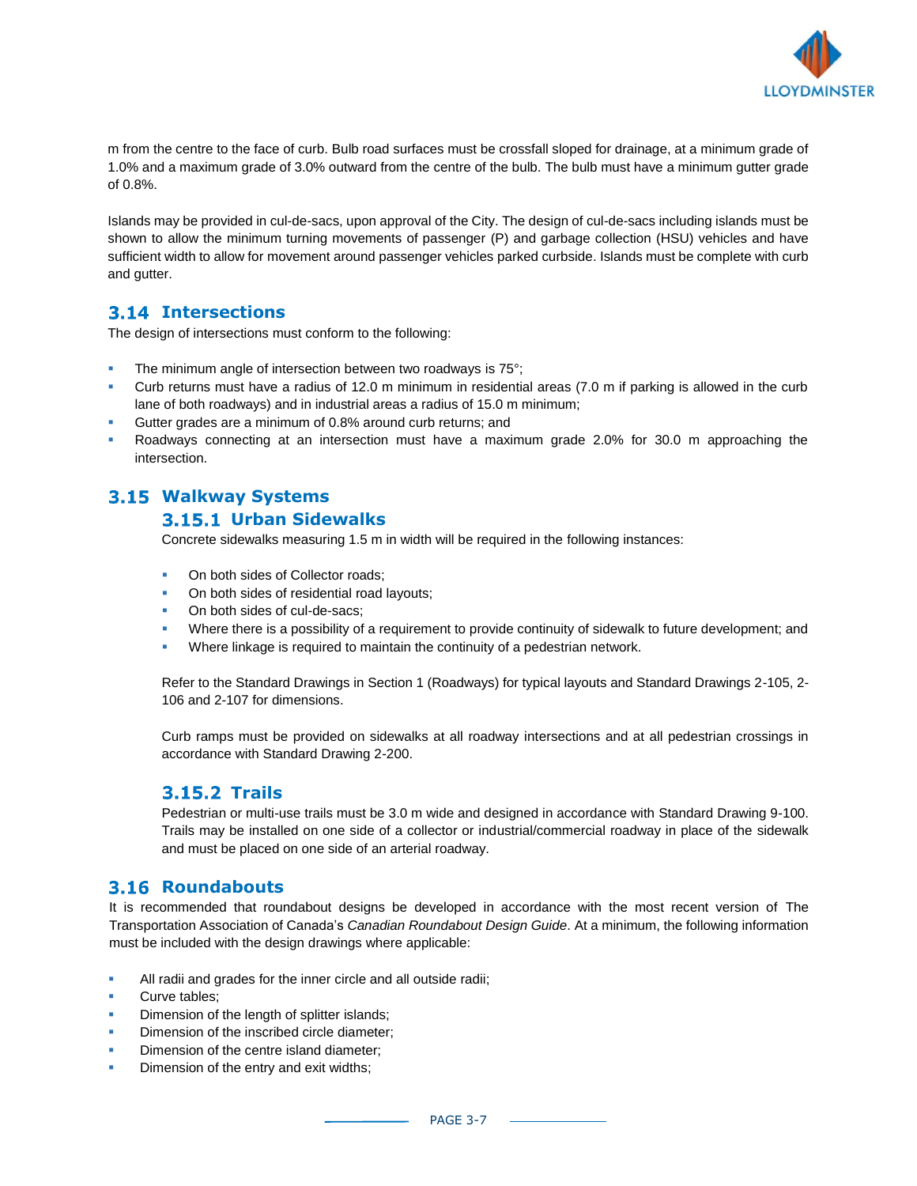m from the centre to the face of curb. Bulb road surfaces must be crossfall sloped for drainage, at a minimum grade of 1.0% and a maximum grade of 3.0% outward from the centre of the bulb. The bulb must have a minimum gutter grade of 0.8%.

Islands may be provided in cul-de-sacs, upon approval of the City. The design of cul-de-sacs including islands must be shown to allow the minimum turning movements of passenger (P) and garbage collection (HSU) vehicles and have sufficient width to allow for movement around passenger vehicles parked curbside. Islands must be complete with curb and gutter.

## 3.14 Intersections

The design of intersections must conform to the following:

- The minimum angle of intersection between two roadways is 75°;
- Curb returns must have a radius of 12.0 m minimum in residential areas (7.0 m if parking is allowed in the curb lane of both roadways) and in industrial areas a radius of 15.0 m minimum;
- Gutter grades are a minimum of 0.8% around curb returns; and
- Roadways connecting at an intersection must have a maximum grade 2.0% for 30.0 m approaching the intersection.

## 3.15 Walkway Systems

### 3.15.1 Urban Sidewalks

Concrete sidewalks measuring 1.5 m in width will be required in the following instances:

- On both sides of Collector roads;
- On both sides of residential road layouts;
- On both sides of cul-de-sacs;
- Where there is a possibility of a requirement to provide continuity of sidewalk to future development; and
- Where linkage is required to maintain the continuity of a pedestrian network.

Refer to the Standard Drawings in Section 1 (Roadways) for typical layouts and Standard Drawings 2-105, 2-106 and 2-107 for dimensions.

Curb ramps must be provided on sidewalks at all roadway intersections and at all pedestrian crossings in accordance with Standard Drawing 2-200.

### 3.15.2 Trails

Pedestrian or multi-use trails must be 3.0 m wide and designed in accordance with Standard Drawing 9-100. Trails may be installed on one side of a collector or industrial/commercial roadway in place of the sidewalk and must be placed on one side of an arterial roadway.

## 3.16 Roundabouts

It is recommended that roundabout designs be developed in accordance with the most recent version of The Transportation Association of Canada's *Canadian Roundabout Design Guide*. At a minimum, the following information must be included with the design drawings where applicable:

- All radii and grades for the inner circle and all outside radii;
- Curve tables;
- Dimension of the length of splitter islands;
- Dimension of the inscribed circle diameter;
- Dimension of the centre island diameter;
- Dimension of the entry and exit widths;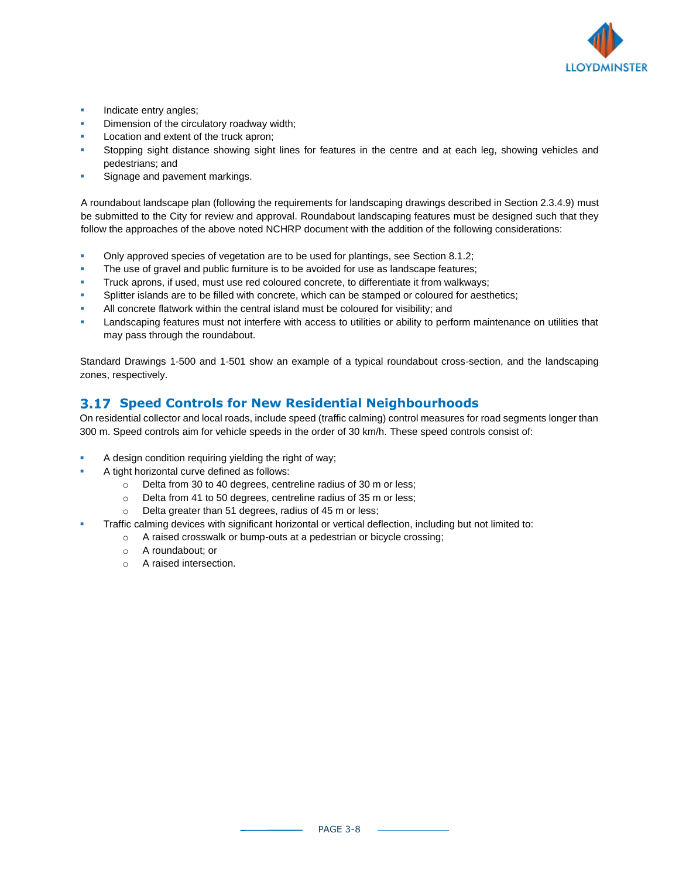- Indicate entry angles;
- Dimension of the circulatory roadway width;
- Location and extent of the truck apron;
- Stopping sight distance showing sight lines for features in the centre and at each leg, showing vehicles and pedestrians; and
- Signage and pavement markings.

A roundabout landscape plan (following the requirements for landscaping drawings described in Section 2.3.4.9) must be submitted to the City for review and approval. Roundabout landscaping features must be designed such that they follow the approaches of the above noted NCHRP document with the addition of the following considerations:

- Only approved species of vegetation are to be used for plantings, see Section 8.1.2;
- The use of gravel and public furniture is to be avoided for use as landscape features;
- Truck aprons, if used, must use red coloured concrete, to differentiate it from walkways;
- Splitter islands are to be filled with concrete, which can be stamped or coloured for aesthetics;
- All concrete flatwork within the central island must be coloured for visibility; and
- Landscaping features must not interfere with access to utilities or ability to perform maintenance on utilities that may pass through the roundabout.

Standard Drawings 1-500 and 1-501 show an example of a typical roundabout cross-section, and the landscaping zones, respectively.

## 3.17 Speed Controls for New Residential Neighbourhoods

On residential collector and local roads, include speed (traffic calming) control measures for road segments longer than 300 m. Speed controls aim for vehicle speeds in the order of 30 km/h. These speed controls consist of:

- A design condition requiring yielding the right of way;
- A tight horizontal curve defined as follows:
  - Delta from 30 to 40 degrees, centreline radius of 30 m or less;
  - Delta from 41 to 50 degrees, centreline radius of 35 m or less;
  - Delta greater than 51 degrees, radius of 45 m or less;
- Traffic calming devices with significant horizontal or vertical deflection, including but not limited to:
  - A raised crosswalk or bump-outs at a pedestrian or bicycle crossing;
  - A roundabout; or
  - A raised intersection.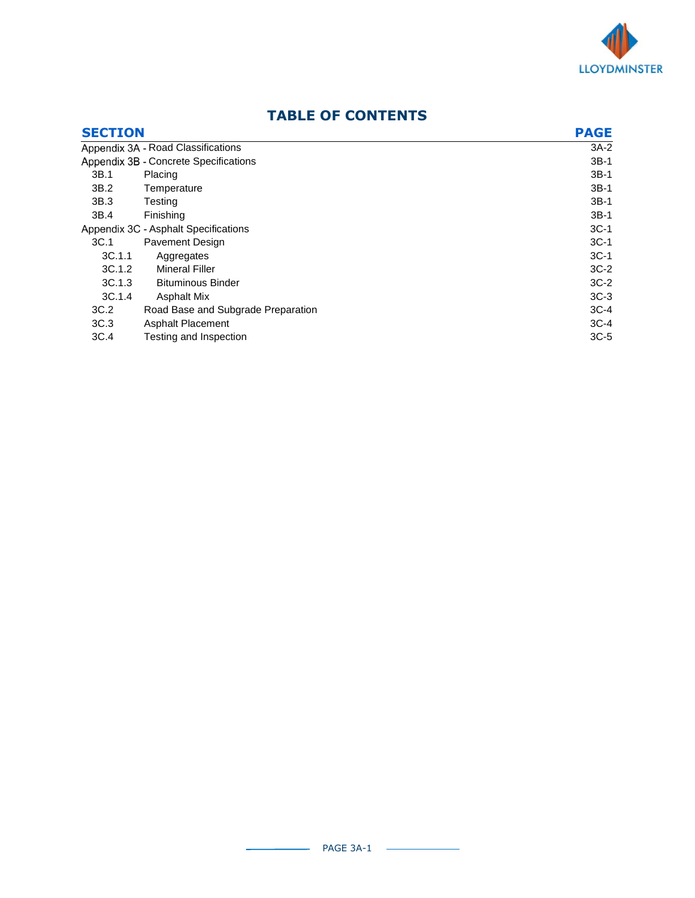## TABLE OF CONTENTS

| SECTION | | PAGE |
|---|---|---|
| Appendix 3A - Road Classifications | | 3A-2 |
| Appendix 3B - Concrete Specifications | | 3B-1 |
| 3B.1 | Placing | 3B-1 |
| 3B.2 | Temperature | 3B-1 |
| 3B.3 | Testing | 3B-1 |
| 3B.4 | Finishing | 3B-1 |
| Appendix 3C - Asphalt Specifications | | 3C-1 |
| 3C.1 | Pavement Design | 3C-1 |
| 3C.1.1 | Aggregates | 3C-1 |
| 3C.1.2 | Mineral Filler | 3C-2 |
| 3C.1.3 | Bituminous Binder | 3C-2 |
| 3C.1.4 | Asphalt Mix | 3C-3 |
| 3C.2 | Road Base and Subgrade Preparation | 3C-4 |
| 3C.3 | Asphalt Placement | 3C-4 |
| 3C.4 | Testing and Inspection | 3C-5 |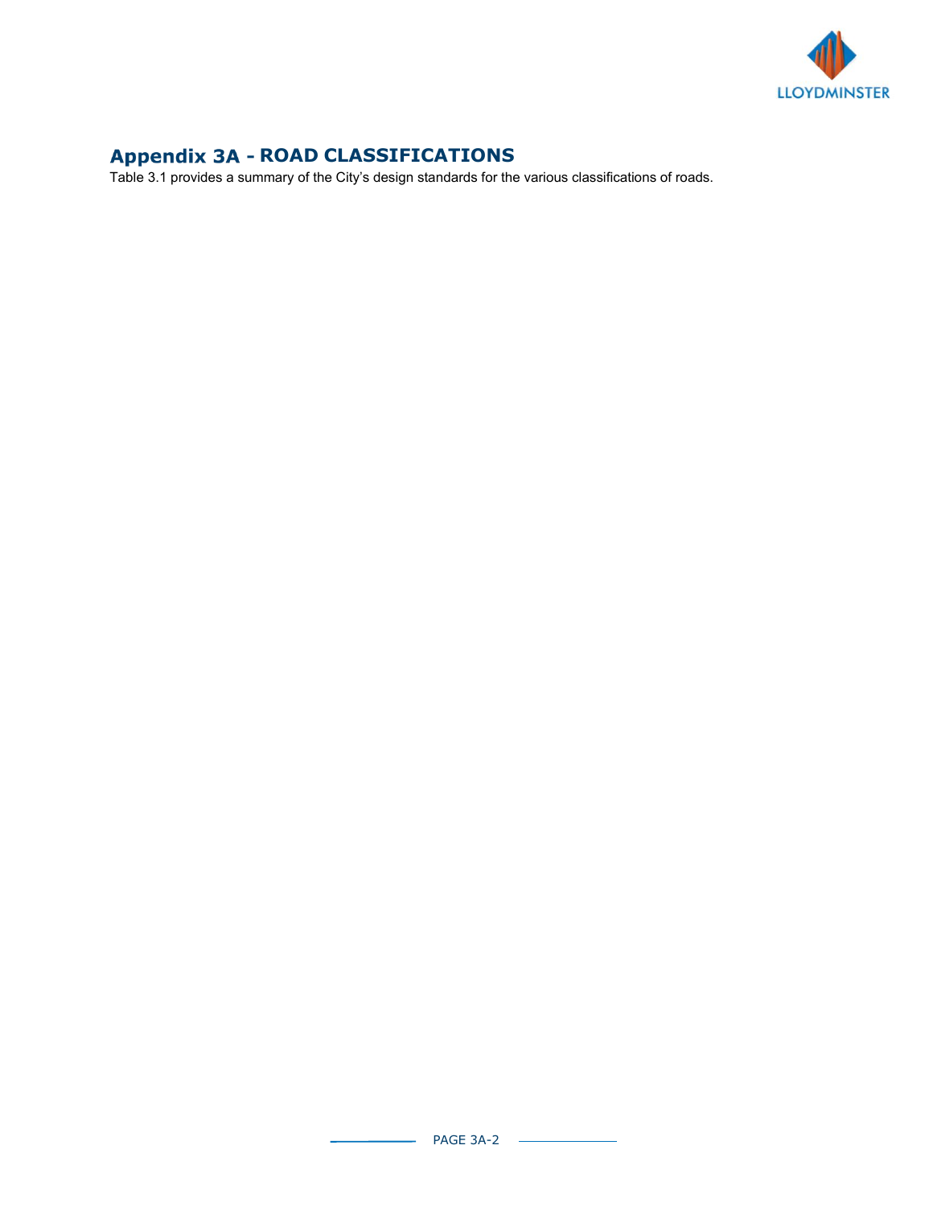## Appendix 3A - ROAD CLASSIFICATIONS

Table 3.1 provides a summary of the City's design standards for the various classifications of roads.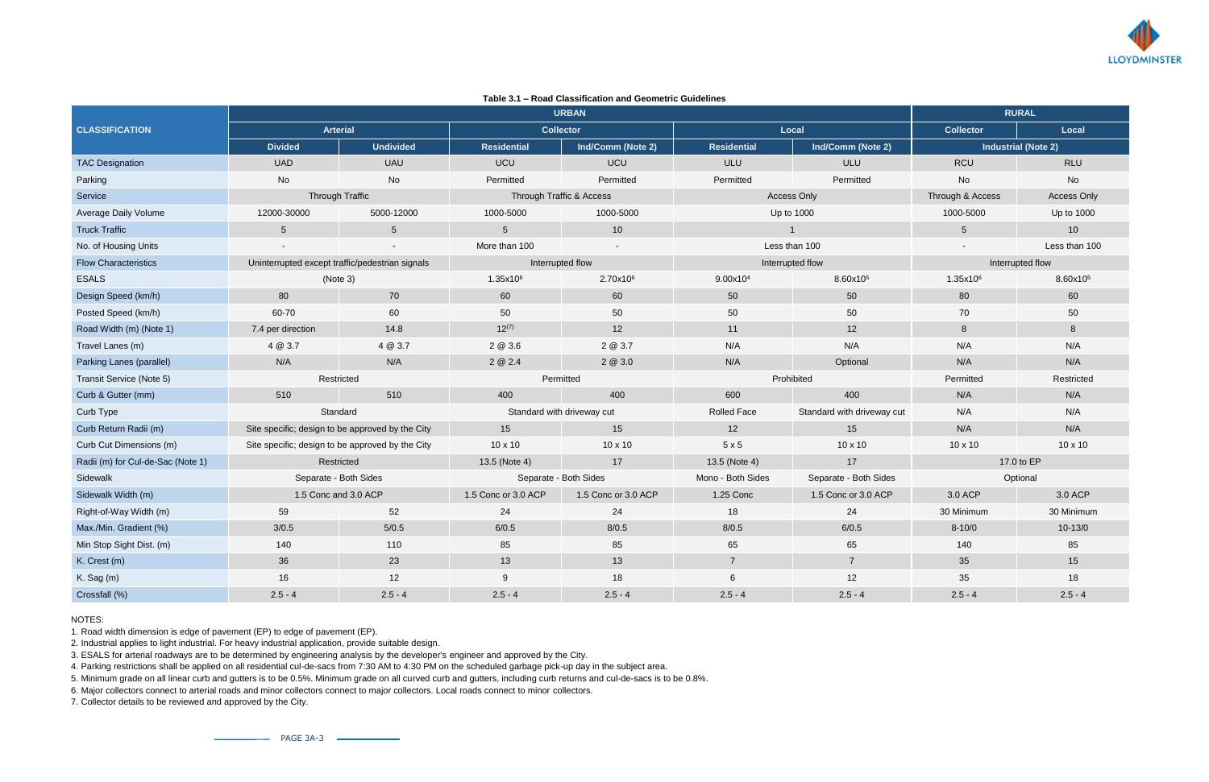**Table 3.1 – Road Classification and Geometric Guidelines**

| CLASSIFICATION | URBAN | | | | | | RURAL | |
|---|---|---|---|---|---|---|---|---|
| | Arterial | | Collector | | Local | | Collector | Local |
| | Divided | Undivided | Residential | Ind/Comm (Note 2) | Residential | Ind/Comm (Note 2) | Industrial (Note 2) | |
| TAC Designation | UAD | UAU | UCU | UCU | ULU | ULU | RCU | RLU |
| Parking | No | No | Permitted | Permitted | Permitted | Permitted | No | No |
| Service | Through Traffic | | Through Traffic & Access | | Access Only | | Through & Access | Access Only |
| Average Daily Volume | 12000-30000 | 5000-12000 | 1000-5000 | 1000-5000 | Up to 1000 | | 1000-5000 | Up to 1000 |
| Truck Traffic | 5 | 5 | 5 | 10 | 1 | | 5 | 10 |
| No. of Housing Units | - | - | More than 100 | - | Less than 100 | | - | Less than 100 |
| Flow Characteristics | Uninterrupted except traffic/pedestrian signals | | Interrupted flow | | Interrupted flow | | Interrupted flow | |
| ESALS | (Note 3) | | $1.35 \times 10^6$ | $2.70 \times 10^6$ | $9.00 \times 10^4$ | $8.60 \times 10^5$ | $1.35 \times 10^6$ | $8.60 \times 10^5$ |
| Design Speed (km/h) | 80 | 70 | 60 | 60 | 50 | 50 | 80 | 60 |
| Posted Speed (km/h) | 60-70 | 60 | 50 | 50 | 50 | 50 | 70 | 50 |
| Road Width (m) (Note 1) | 7.4 per direction | 14.8 | 12 (7) | 12 | 11 | 12 | 8 | 8 |
| Travel Lanes (m) | 4 @ 3.7 | 4 @ 3.7 | 2 @ 3.6 | 2 @ 3.7 | N/A | N/A | N/A | N/A |
| Parking Lanes (parallel) | N/A | N/A | 2 @ 2.4 | 2 @ 3.0 | N/A | Optional | N/A | N/A |
| Transit Service (Note 5) | Restricted | | Permitted | | Prohibited | | Permitted | Restricted |
| Curb & Gutter (mm) | 510 | 510 | 400 | 400 | 600 | 400 | N/A | N/A |
| Curb Type | Standard | | Standard with driveway cut | | Rolled Face | Standard with driveway cut | N/A | N/A |
| Curb Return Radii (m) | Site specific; design to be approved by the City | | 15 | 15 | 12 | 15 | N/A | N/A |
| Curb Cut Dimensions (m) | Site specific; design to be approved by the City | | 10 x 10 | 10 x 10 | 5 x 5 | 10 x 10 | 10 x 10 | 10 x 10 |
| Radii (m) for Cul-de-Sac (Note 1) | Restricted | | 13.5 (Note 4) | 17 | 13.5 (Note 4) | 17 | 17.0 to EP | |
| Sidewalk | Separate - Both Sides | | Separate - Both Sides | | Mono - Both Sides | Separate - Both Sides | Optional | |
| Sidewalk Width (m) | 1.5 Conc and 3.0 ACP | | 1.5 Conc or 3.0 ACP | 1.5 Conc or 3.0 ACP | 1.25 Conc | 1.5 Conc or 3.0 ACP | 3.0 ACP | 3.0 ACP |
| Right-of-Way Width (m) | 59 | 52 | 24 | 24 | 18 | 24 | 30 Minimum | 30 Minimum |
| Max./Min. Gradient (%) | 3/0.5 | 5/0.5 | 6/0.5 | 8/0.5 | 8/0.5 | 6/0.5 | 8-10/0 | 10-13/0 |
| Min Stop Sight Dist. (m) | 140 | 110 | 85 | 85 | 65 | 65 | 140 | 85 |
| K. Crest (m) | 36 | 23 | 13 | 13 | 7 | 7 | 35 | 15 |
| K. Sag (m) | 16 | 12 | 9 | 18 | 6 | 12 | 35 | 18 |
| Crossfall (%) | 2.5 - 4 | 2.5 - 4 | 2.5 - 4 | 2.5 - 4 | 2.5 - 4 | 2.5 - 4 | 2.5 - 4 | 2.5 - 4 |

NOTES:

1. Road width dimension is edge of pavement (EP) to edge of pavement (EP).
2. Industrial applies to light industrial. For heavy industrial application, provide suitable design.
3. ESALS for arterial roadways are to be determined by engineering analysis by the developer's engineer and approved by the City.
4. Parking restrictions shall be applied on all residential cul-de-sacs from 7:30 AM to 4:30 PM on the scheduled garbage pick-up day in the subject area.
5. Minimum grade on all linear curb and gutters is to be 0.5%. Minimum grade on all curved curb and gutters, including curb returns and cul-de-sacs is to be 0.8%.
6. Major collectors connect to arterial roads and minor collectors connect to major collectors. Local roads connect to minor collectors.
7. Collector details to be reviewed and approved by the City.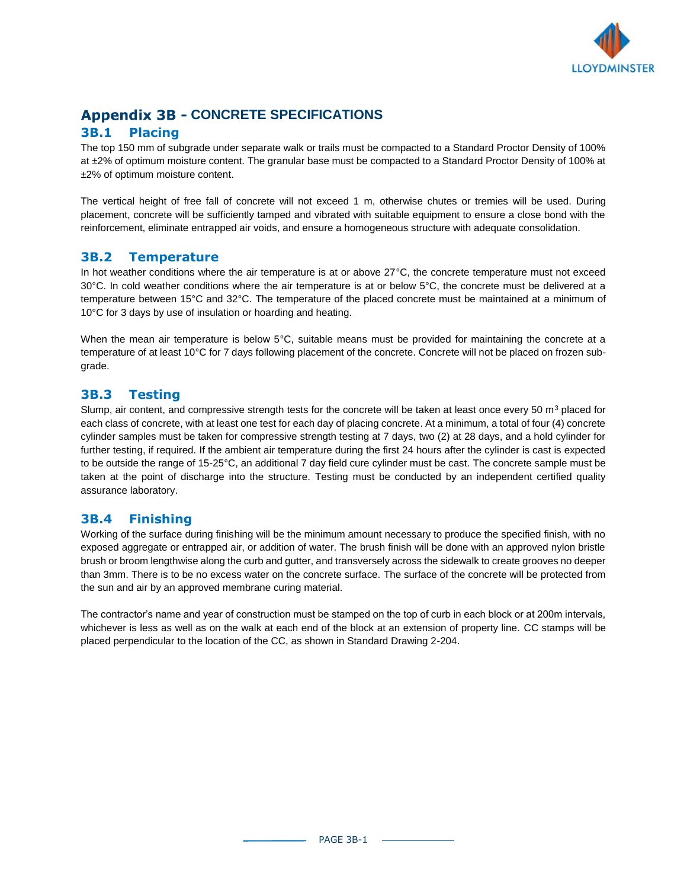## Appendix 3B - CONCRETE SPECIFICATIONS

### 3B.1 Placing

The top 150 mm of subgrade under separate walk or trails must be compacted to a Standard Proctor Density of 100% at ±2% of optimum moisture content. The granular base must be compacted to a Standard Proctor Density of 100% at ±2% of optimum moisture content.

The vertical height of free fall of concrete will not exceed 1 m, otherwise chutes or tremies will be used. During placement, concrete will be sufficiently tamped and vibrated with suitable equipment to ensure a close bond with the reinforcement, eliminate entrapped air voids, and ensure a homogeneous structure with adequate consolidation.

### 3B.2 Temperature

In hot weather conditions where the air temperature is at or above 27°C, the concrete temperature must not exceed 30°C. In cold weather conditions where the air temperature is at or below 5°C, the concrete must be delivered at a temperature between 15°C and 32°C. The temperature of the placed concrete must be maintained at a minimum of 10°C for 3 days by use of insulation or hoarding and heating.

When the mean air temperature is below 5°C, suitable means must be provided for maintaining the concrete at a temperature of at least 10°C for 7 days following placement of the concrete. Concrete will not be placed on frozen sub-grade.

### 3B.3 Testing

Slump, air content, and compressive strength tests for the concrete will be taken at least once every 50 m$^3$ placed for each class of concrete, with at least one test for each day of placing concrete. At a minimum, a total of four (4) concrete cylinder samples must be taken for compressive strength testing at 7 days, two (2) at 28 days, and a hold cylinder for further testing, if required. If the ambient air temperature during the first 24 hours after the cylinder is cast is expected to be outside the range of 15-25°C, an additional 7 day field cure cylinder must be cast. The concrete sample must be taken at the point of discharge into the structure. Testing must be conducted by an independent certified quality assurance laboratory.

### 3B.4 Finishing

Working of the surface during finishing will be the minimum amount necessary to produce the specified finish, with no exposed aggregate or entrapped air, or addition of water. The brush finish will be done with an approved nylon bristle brush or broom lengthwise along the curb and gutter, and transversely across the sidewalk to create grooves no deeper than 3mm. There is to be no excess water on the concrete surface. The surface of the concrete will be protected from the sun and air by an approved membrane curing material.

The contractor's name and year of construction must be stamped on the top of curb in each block or at 200m intervals, whichever is less as well as on the walk at each end of the block at an extension of property line. CC stamps will be placed perpendicular to the location of the CC, as shown in Standard Drawing 2-204.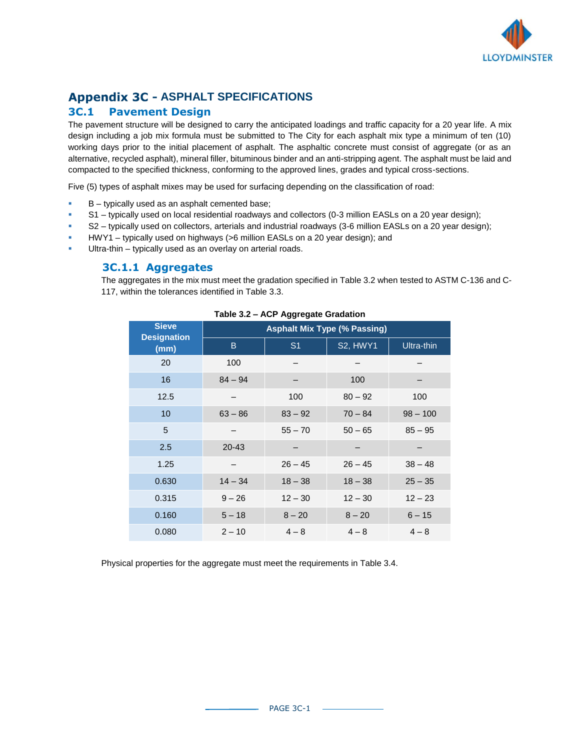# Appendix 3C - ASPHALT SPECIFICATIONS

## 3C.1 Pavement Design

The pavement structure will be designed to carry the anticipated loadings and traffic capacity for a 20 year life. A mix design including a job mix formula must be submitted to The City for each asphalt mix type a minimum of ten (10) working days prior to the initial placement of asphalt. The asphaltic concrete must consist of aggregate (or as an alternative, recycled asphalt), mineral filler, bituminous binder and an anti-stripping agent. The asphalt must be laid and compacted to the specified thickness, conforming to the approved lines, grades and typical cross-sections.

Five (5) types of asphalt mixes may be used for surfacing depending on the classification of road:

- B – typically used as an asphalt cemented base;
- S1 – typically used on local residential roadways and collectors (0-3 million EASLs on a 20 year design);
- S2 – typically used on collectors, arterials and industrial roadways (3-6 million EASLs on a 20 year design);
- HWY1 – typically used on highways (>6 million EASLs on a 20 year design); and
- Ultra-thin – typically used as an overlay on arterial roads.

### 3C.1.1 Aggregates

The aggregates in the mix must meet the gradation specified in Table 3.2 when tested to ASTM C-136 and C-117, within the tolerances identified in Table 3.3.

**Table 3.2 – ACP Aggregate Gradation**

| Sieve Designation (mm) | Asphalt Mix Type (% Passing) | | | |
|---|---|---|---|---|
| | B | S1 | S2, HWY1 | Ultra-thin |
| 20 | 100 | – | – | – |
| 16 | 84 – 94 | – | 100 | – |
| 12.5 | – | 100 | 80 – 92 | 100 |
| 10 | 63 – 86 | 83 – 92 | 70 – 84 | 98 – 100 |
| 5 | – | 55 – 70 | 50 – 65 | 85 – 95 |
| 2.5 | 20-43 | – | – | – |
| 1.25 | – | 26 – 45 | 26 – 45 | 38 – 48 |
| 0.630 | 14 – 34 | 18 – 38 | 18 – 38 | 25 – 35 |
| 0.315 | 9 – 26 | 12 – 30 | 12 – 30 | 12 – 23 |
| 0.160 | 5 – 18 | 8 – 20 | 8 – 20 | 6 – 15 |
| 0.080 | 2 – 10 | 4 – 8 | 4 – 8 | 4 – 8 |

Physical properties for the aggregate must meet the requirements in Table 3.4.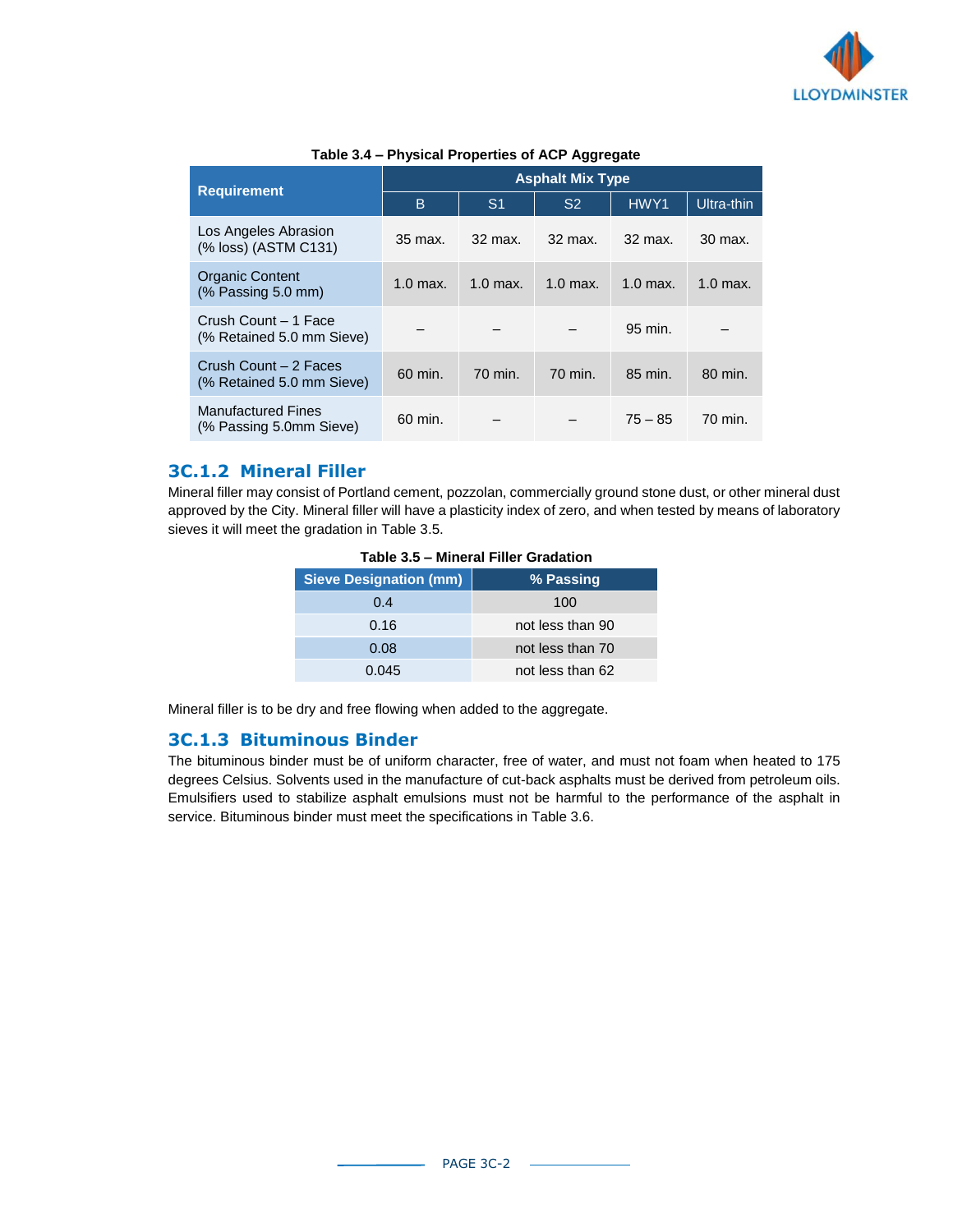**Table 3.4 – Physical Properties of ACP Aggregate**

| Requirement | Asphalt Mix Type | | | | |
|---|---|---|---|---|---|
| | B | S1 | S2 | HWY1 | Ultra-thin |
| Los Angeles Abrasion (% loss) (ASTM C131) | 35 max. | 32 max. | 32 max. | 32 max. | 30 max. |
| Organic Content (% Passing 5.0 mm) | 1.0 max. | 1.0 max. | 1.0 max. | 1.0 max. | 1.0 max. |
| Crush Count – 1 Face (% Retained 5.0 mm Sieve) | – | – | – | 95 min. | – |
| Crush Count – 2 Faces (% Retained 5.0 mm Sieve) | 60 min. | 70 min. | 70 min. | 85 min. | 80 min. |
| Manufactured Fines (% Passing 5.0mm Sieve) | 60 min. | – | – | 75 – 85 | 70 min. |

### 3C.1.2 Mineral Filler

Mineral filler may consist of Portland cement, pozzolan, commercially ground stone dust, or other mineral dust approved by the City. Mineral filler will have a plasticity index of zero, and when tested by means of laboratory sieves it will meet the gradation in Table 3.5.

**Table 3.5 – Mineral Filler Gradation**

| Sieve Designation (mm) | % Passing |
|---|---|
| 0.4 | 100 |
| 0.16 | not less than 90 |
| 0.08 | not less than 70 |
| 0.045 | not less than 62 |

Mineral filler is to be dry and free flowing when added to the aggregate.

### 3C.1.3 Bituminous Binder

The bituminous binder must be of uniform character, free of water, and must not foam when heated to 175 degrees Celsius. Solvents used in the manufacture of cut-back asphalts must be derived from petroleum oils. Emulsifiers used to stabilize asphalt emulsions must not be harmful to the performance of the asphalt in service. Bituminous binder must meet the specifications in Table 3.6.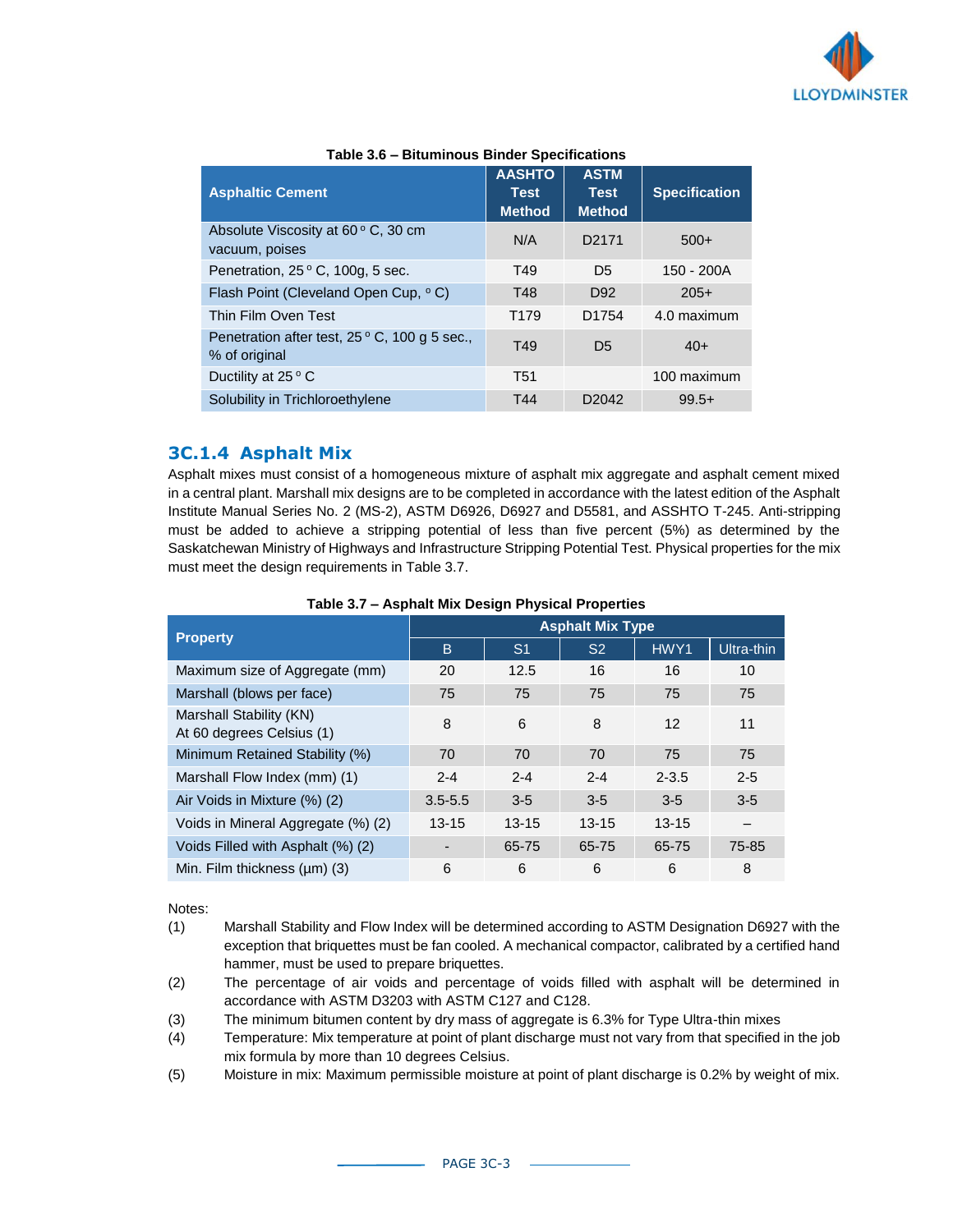**Table 3.6 – Bituminous Binder Specifications**

| Asphaltic Cement | AASHTO Test Method | ASTM Test Method | Specification |
|---|---|---|---|
| Absolute Viscosity at 60 ° C, 30 cm vacuum, poises | N/A | D2171 | 500+ |
| Penetration, 25 ° C, 100g, 5 sec. | T49 | D5 | 150 - 200A |
| Flash Point (Cleveland Open Cup, ° C) | T48 | D92 | 205+ |
| Thin Film Oven Test | T179 | D1754 | 4.0 maximum |
| Penetration after test, 25 ° C, 100 g 5 sec., % of original | T49 | D5 | 40+ |
| Ductility at 25 ° C | T51 | | 100 maximum |
| Solubility in Trichloroethylene | T44 | D2042 | 99.5+ |

### 3C.1.4 Asphalt Mix

Asphalt mixes must consist of a homogeneous mixture of asphalt mix aggregate and asphalt cement mixed in a central plant. Marshall mix designs are to be completed in accordance with the latest edition of the Asphalt Institute Manual Series No. 2 (MS-2), ASTM D6926, D6927 and D5581, and ASSHTO T-245. Anti-stripping must be added to achieve a stripping potential of less than five percent (5%) as determined by the Saskatchewan Ministry of Highways and Infrastructure Stripping Potential Test. Physical properties for the mix must meet the design requirements in Table 3.7.

**Table 3.7 – Asphalt Mix Design Physical Properties**

| Property | Asphalt Mix Type | | | | |
|---|---|---|---|---|---|
| | B | S1 | S2 | HWY1 | Ultra-thin |
| Maximum size of Aggregate (mm) | 20 | 12.5 | 16 | 16 | 10 |
| Marshall (blows per face) | 75 | 75 | 75 | 75 | 75 |
| Marshall Stability (KN) At 60 degrees Celsius (1) | 8 | 6 | 8 | 12 | 11 |
| Minimum Retained Stability (%) | 70 | 70 | 70 | 75 | 75 |
| Marshall Flow Index (mm) (1) | 2-4 | 2-4 | 2-4 | 2-3.5 | 2-5 |
| Air Voids in Mixture (%) (2) | 3.5-5.5 | 3-5 | 3-5 | 3-5 | 3-5 |
| Voids in Mineral Aggregate (%) (2) | 13-15 | 13-15 | 13-15 | 13-15 | – |
| Voids Filled with Asphalt (%) (2) | - | 65-75 | 65-75 | 65-75 | 75-85 |
| Min. Film thickness (µm) (3) | 6 | 6 | 6 | 6 | 8 |

Notes:

(1) Marshall Stability and Flow Index will be determined according to ASTM Designation D6927 with the exception that briquettes must be fan cooled. A mechanical compactor, calibrated by a certified hand hammer, must be used to prepare briquettes.

(2) The percentage of air voids and percentage of voids filled with asphalt will be determined in accordance with ASTM D3203 with ASTM C127 and C128.

(3) The minimum bitumen content by dry mass of aggregate is 6.3% for Type Ultra-thin mixes

(4) Temperature: Mix temperature at point of plant discharge must not vary from that specified in the job mix formula by more than 10 degrees Celsius.

(5) Moisture in mix: Maximum permissible moisture at point of plant discharge is 0.2% by weight of mix.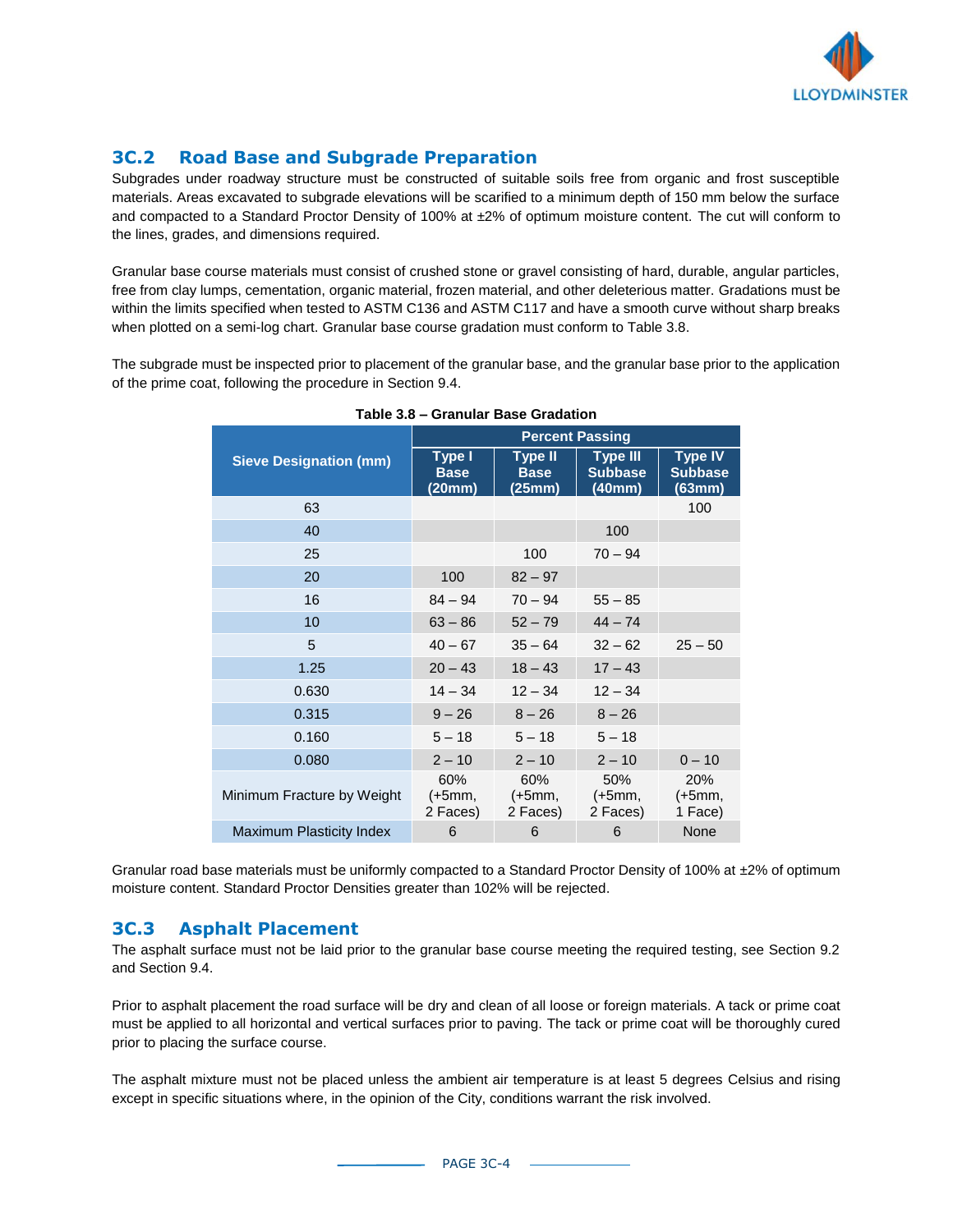## 3C.2 Road Base and Subgrade Preparation

Subgrades under roadway structure must be constructed of suitable soils free from organic and frost susceptible materials. Areas excavated to subgrade elevations will be scarified to a minimum depth of 150 mm below the surface and compacted to a Standard Proctor Density of 100% at ±2% of optimum moisture content. The cut will conform to the lines, grades, and dimensions required.

Granular base course materials must consist of crushed stone or gravel consisting of hard, durable, angular particles, free from clay lumps, cementation, organic material, frozen material, and other deleterious matter. Gradations must be within the limits specified when tested to ASTM C136 and ASTM C117 and have a smooth curve without sharp breaks when plotted on a semi-log chart. Granular base course gradation must conform to Table 3.8.

The subgrade must be inspected prior to placement of the granular base, and the granular base prior to the application of the prime coat, following the procedure in Section 9.4.

**Table 3.8 – Granular Base Gradation**

| Sieve Designation (mm) | Percent Passing | | | |
|---|---|---|---|---|
| | Type I Base (20mm) | Type II Base (25mm) | Type III Subbase (40mm) | Type IV Subbase (63mm) |
| 63 | | | | 100 |
| 40 | | | 100 | |
| 25 | | 100 | 70 – 94 | |
| 20 | 100 | 82 – 97 | | |
| 16 | 84 – 94 | 70 – 94 | 55 – 85 | |
| 10 | 63 – 86 | 52 – 79 | 44 – 74 | |
| 5 | 40 – 67 | 35 – 64 | 32 – 62 | 25 – 50 |
| 1.25 | 20 – 43 | 18 – 43 | 17 – 43 | |
| 0.630 | 14 – 34 | 12 – 34 | 12 – 34 | |
| 0.315 | 9 – 26 | 8 – 26 | 8 – 26 | |
| 0.160 | 5 – 18 | 5 – 18 | 5 – 18 | |
| 0.080 | 2 – 10 | 2 – 10 | 2 – 10 | 0 – 10 |
| Minimum Fracture by Weight | 60% (+5mm, 2 Faces) | 60% (+5mm, 2 Faces) | 50% (+5mm, 2 Faces) | 20% (+5mm, 1 Face) |
| Maximum Plasticity Index | 6 | 6 | 6 | None |

Granular road base materials must be uniformly compacted to a Standard Proctor Density of 100% at ±2% of optimum moisture content. Standard Proctor Densities greater than 102% will be rejected.

## 3C.3 Asphalt Placement

The asphalt surface must not be laid prior to the granular base course meeting the required testing, see Section 9.2 and Section 9.4.

Prior to asphalt placement the road surface will be dry and clean of all loose or foreign materials. A tack or prime coat must be applied to all horizontal and vertical surfaces prior to paving. The tack or prime coat will be thoroughly cured prior to placing the surface course.

The asphalt mixture must not be placed unless the ambient air temperature is at least 5 degrees Celsius and rising except in specific situations where, in the opinion of the City, conditions warrant the risk involved.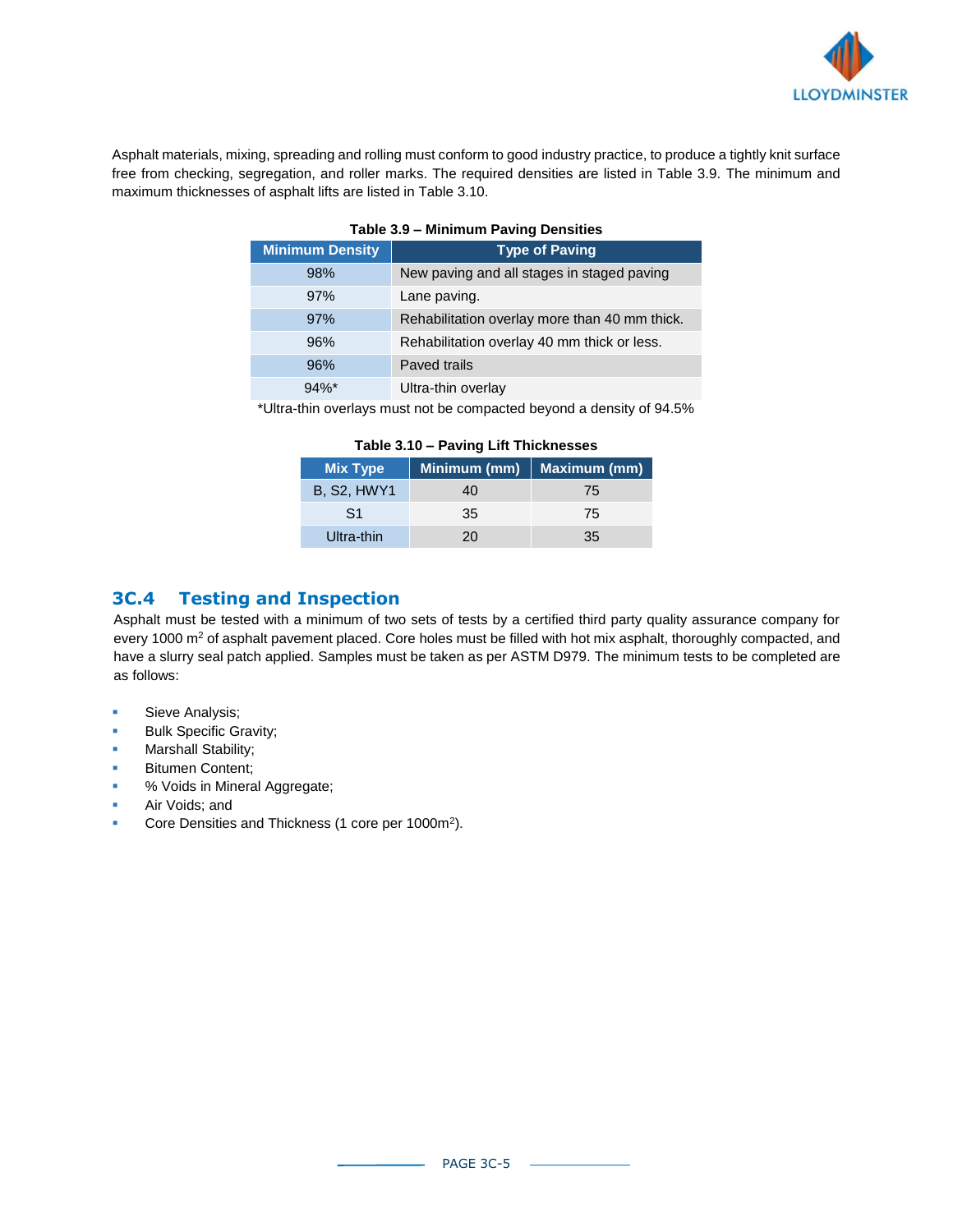Asphalt materials, mixing, spreading and rolling must conform to good industry practice, to produce a tightly knit surface free from checking, segregation, and roller marks. The required densities are listed in Table 3.9. The minimum and maximum thicknesses of asphalt lifts are listed in Table 3.10.

**Table 3.9 – Minimum Paving Densities**

| Minimum Density | Type of Paving |
|---|---|
| 98% | New paving and all stages in staged paving |
| 97% | Lane paving. |
| 97% | Rehabilitation overlay more than 40 mm thick. |
| 96% | Rehabilitation overlay 40 mm thick or less. |
| 96% | Paved trails |
| 94%* | Ultra-thin overlay |

*Ultra-thin overlays must not be compacted beyond a density of 94.5%

**Table 3.10 – Paving Lift Thicknesses**

| Mix Type | Minimum (mm) | Maximum (mm) |
|---|---|---|
| B, S2, HWY1 | 40 | 75 |
| S1 | 35 | 75 |
| Ultra-thin | 20 | 35 |

## 3C.4 Testing and Inspection

Asphalt must be tested with a minimum of two sets of tests by a certified third party quality assurance company for every 1000 $m^2$ of asphalt pavement placed. Core holes must be filled with hot mix asphalt, thoroughly compacted, and have a slurry seal patch applied. Samples must be taken as per ASTM D979. The minimum tests to be completed are as follows:

- Sieve Analysis;
- Bulk Specific Gravity;
- Marshall Stability;
- Bitumen Content;
- % Voids in Mineral Aggregate;
- Air Voids; and
- Core Densities and Thickness (1 core per 1000$m^2$).